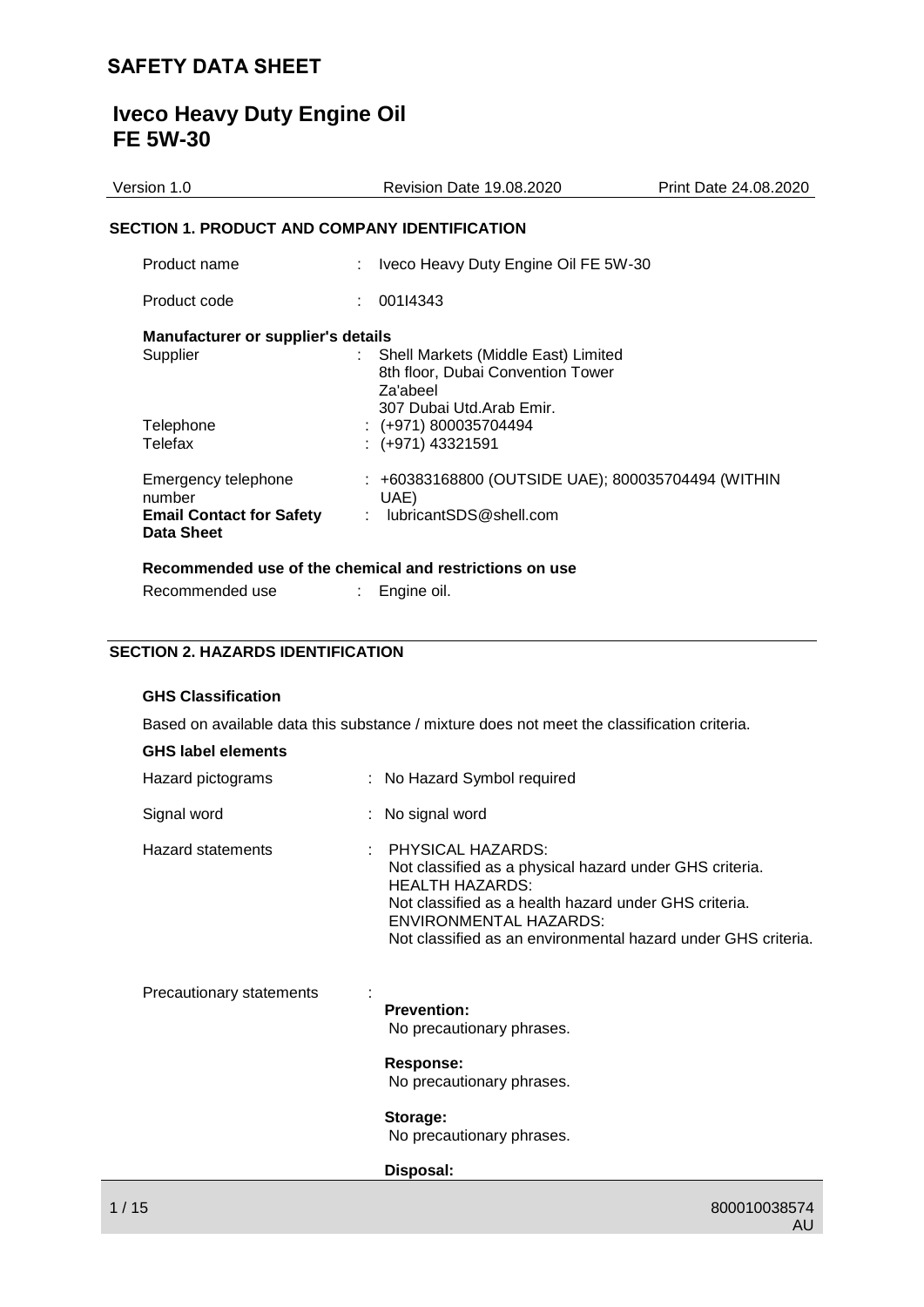# SAFETY DATA SHEET

## Iveco Heavy Duty Engine Oil FE 5W-30

Version 1.0 | Revision Date 19.08.2020 | Print Date 24.08.2020

### SECTION 1. PRODUCT AND COMPANY IDENTIFICATION

Product name : Iveco Heavy Duty Engine Oil FE 5W-30

Product code : 001I4343

**Manufacturer or supplier's details**

Supplier : Shell Markets (Middle East) Limited
8th floor, Dubai Convention Tower
Za'abeel
307 Dubai Utd.Arab Emir.

Telephone : (+971) 800035704494

Telefax : (+971) 43321591

Emergency telephone number : +60383168800 (OUTSIDE UAE); 800035704494 (WITHIN UAE)

**Email Contact for Safety Data Sheet** : lubricantSDS@shell.com

**Recommended use of the chemical and restrictions on use**

Recommended use : Engine oil.

### SECTION 2. HAZARDS IDENTIFICATION

**GHS Classification**

Based on available data this substance / mixture does not meet the classification criteria.

**GHS label elements**

Hazard pictograms : No Hazard Symbol required

Signal word : No signal word

Hazard statements : PHYSICAL HAZARDS:
Not classified as a physical hazard under GHS criteria.
HEALTH HAZARDS:
Not classified as a health hazard under GHS criteria.
ENVIRONMENTAL HAZARDS:
Not classified as an environmental hazard under GHS criteria.

Precautionary statements :

**Prevention:**
No precautionary phrases.

**Response:**
No precautionary phrases.

**Storage:**
No precautionary phrases.

**Disposal:**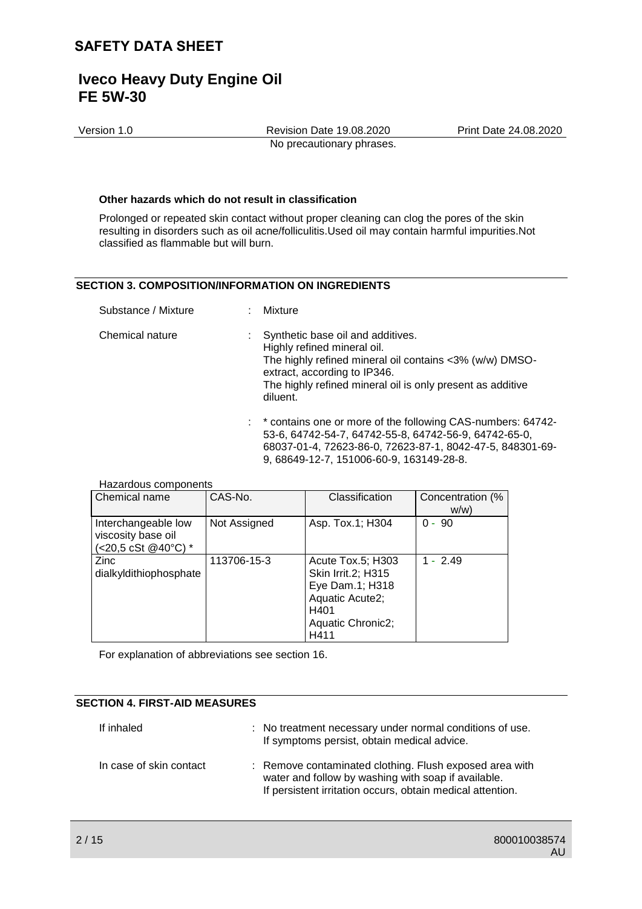No precautionary phrases.

**Other hazards which do not result in classification**

Prolonged or repeated skin contact without proper cleaning can clog the pores of the skin resulting in disorders such as oil acne/folliculitis.Used oil may contain harmful impurities.Not classified as flammable but will burn.

## SECTION 3. COMPOSITION/INFORMATION ON INGREDIENTS

Substance / Mixture : Mixture

Chemical nature : Synthetic base oil and additives.
Highly refined mineral oil.
The highly refined mineral oil contains <3% (w/w) DMSO-extract, according to IP346.
The highly refined mineral oil is only present as additive diluent.

: * contains one or more of the following CAS-numbers: 64742-53-6, 64742-54-7, 64742-55-8, 64742-56-9, 64742-65-0, 68037-01-4, 72623-86-0, 72623-87-1, 8042-47-5, 848301-69-9, 68649-12-7, 151006-60-9, 163149-28-8.

Hazardous components

| Chemical name | CAS-No. | Classification | Concentration (% w/w) |
|---|---|---|---|
| Interchangeable low viscosity base oil (<20,5 cSt @40°C) * | Not Assigned | Asp. Tox.1; H304 | 0 - 90 |
| Zinc dialkyldithiophosphate | 113706-15-3 | Acute Tox.5; H303 Skin Irrit.2; H315 Eye Dam.1; H318 Aquatic Acute2; H401 Aquatic Chronic2; H411 | 1 - 2.49 |

For explanation of abbreviations see section 16.

## SECTION 4. FIRST-AID MEASURES

If inhaled : No treatment necessary under normal conditions of use.
If symptoms persist, obtain medical advice.

In case of skin contact : Remove contaminated clothing. Flush exposed area with water and follow by washing with soap if available.
If persistent irritation occurs, obtain medical attention.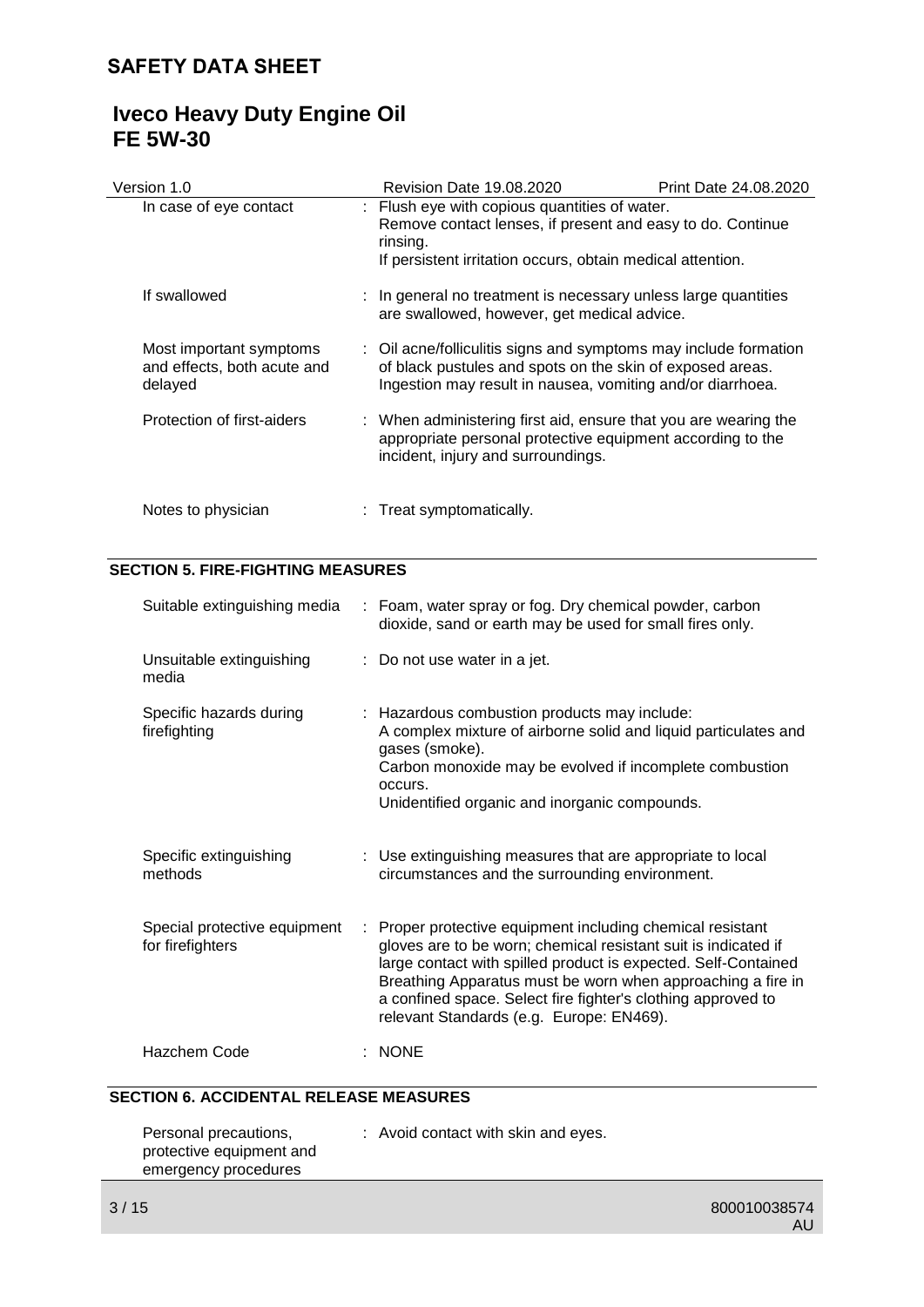| | |
|---|---|
| In case of eye contact | : Flush eye with copious quantities of water.<br>Remove contact lenses, if present and easy to do. Continue rinsing.<br>If persistent irritation occurs, obtain medical attention. |
| If swallowed | : In general no treatment is necessary unless large quantities are swallowed, however, get medical advice. |
| Most important symptoms and effects, both acute and delayed | : Oil acne/folliculitis signs and symptoms may include formation of black pustules and spots on the skin of exposed areas.<br>Ingestion may result in nausea, vomiting and/or diarrhoea. |
| Protection of first-aiders | : When administering first aid, ensure that you are wearing the appropriate personal protective equipment according to the incident, injury and surroundings. |
| Notes to physician | : Treat symptomatically. |

## SECTION 5. FIRE-FIGHTING MEASURES

| | |
|---|---|
| Suitable extinguishing media | : Foam, water spray or fog. Dry chemical powder, carbon dioxide, sand or earth may be used for small fires only. |
| Unsuitable extinguishing media | : Do not use water in a jet. |
| Specific hazards during firefighting | : Hazardous combustion products may include:<br>A complex mixture of airborne solid and liquid particulates and gases (smoke).<br>Carbon monoxide may be evolved if incomplete combustion occurs.<br>Unidentified organic and inorganic compounds. |
| Specific extinguishing methods | : Use extinguishing measures that are appropriate to local circumstances and the surrounding environment. |
| Special protective equipment for firefighters | : Proper protective equipment including chemical resistant gloves are to be worn; chemical resistant suit is indicated if large contact with spilled product is expected. Self-Contained Breathing Apparatus must be worn when approaching a fire in a confined space. Select fire fighter's clothing approved to relevant Standards (e.g. Europe: EN469). |
| Hazchem Code | : NONE |

## SECTION 6. ACCIDENTAL RELEASE MEASURES

| | |
|---|---|
| Personal precautions, protective equipment and emergency procedures | : Avoid contact with skin and eyes. |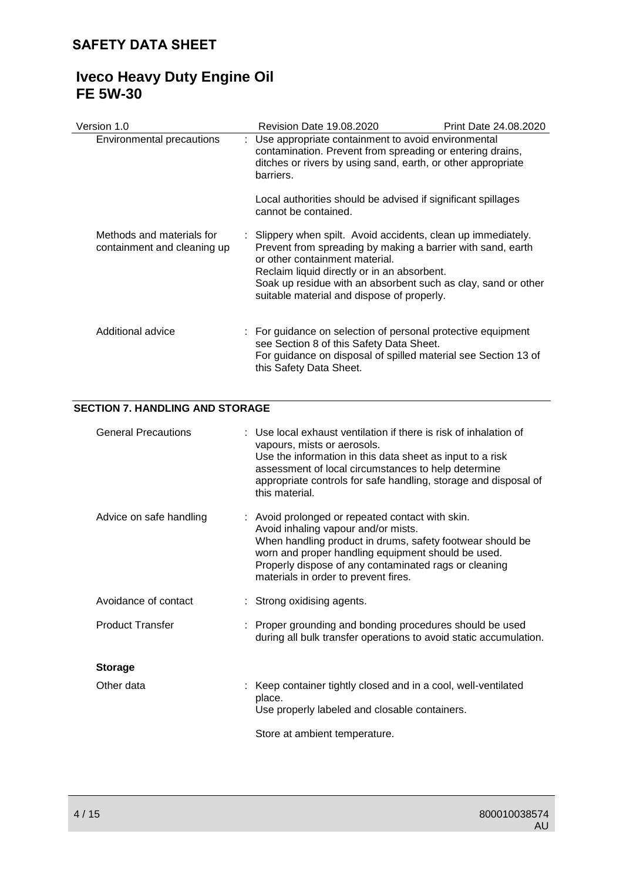| | |
|---|---|
| Environmental precautions | : Use appropriate containment to avoid environmental contamination. Prevent from spreading or entering drains, ditches or rivers by using sand, earth, or other appropriate barriers.<br><br>Local authorities should be advised if significant spillages cannot be contained. |
| Methods and materials for containment and cleaning up | : Slippery when spilt. Avoid accidents, clean up immediately. Prevent from spreading by making a barrier with sand, earth or other containment material.<br>Reclaim liquid directly or in an absorbent.<br>Soak up residue with an absorbent such as clay, sand or other suitable material and dispose of properly. |
| Additional advice | : For guidance on selection of personal protective equipment see Section 8 of this Safety Data Sheet.<br>For guidance on disposal of spilled material see Section 13 of this Safety Data Sheet. |

## SECTION 7. HANDLING AND STORAGE

| | |
|---|---|
| General Precautions | : Use local exhaust ventilation if there is risk of inhalation of vapours, mists or aerosols.<br>Use the information in this data sheet as input to a risk assessment of local circumstances to help determine appropriate controls for safe handling, storage and disposal of this material. |
| Advice on safe handling | : Avoid prolonged or repeated contact with skin.<br>Avoid inhaling vapour and/or mists.<br>When handling product in drums, safety footwear should be worn and proper handling equipment should be used.<br>Properly dispose of any contaminated rags or cleaning materials in order to prevent fires. |
| Avoidance of contact | : Strong oxidising agents. |
| Product Transfer | : Proper grounding and bonding procedures should be used during all bulk transfer operations to avoid static accumulation. |

**Storage**

| | |
|---|---|
| Other data | : Keep container tightly closed and in a cool, well-ventilated place.<br>Use properly labeled and closable containers.<br><br>Store at ambient temperature. |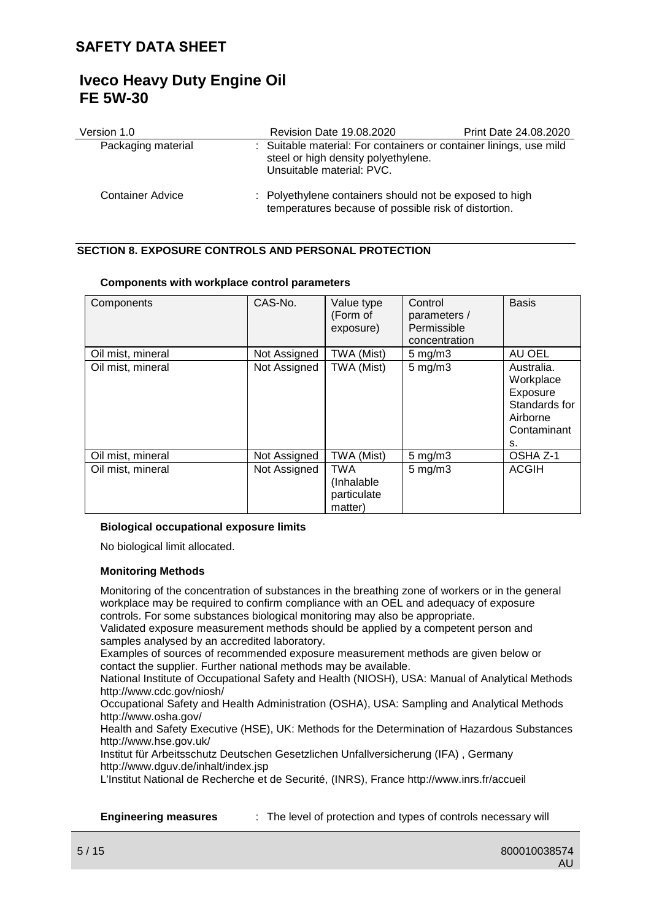| | |
|---|---|
| Packaging material | : Suitable material: For containers or container linings, use mild steel or high density polyethylene. Unsuitable material: PVC. |
| Container Advice | : Polyethylene containers should not be exposed to high temperatures because of possible risk of distortion. |

## SECTION 8. EXPOSURE CONTROLS AND PERSONAL PROTECTION

**Components with workplace control parameters**

| Components | CAS-No. | Value type (Form of exposure) | Control parameters / Permissible concentration | Basis |
|---|---|---|---|---|
| Oil mist, mineral | Not Assigned | TWA (Mist) | 5 mg/m3 | AU OEL |
| Oil mist, mineral | Not Assigned | TWA (Mist) | 5 mg/m3 | Australia. Workplace Exposure Standards for Airborne Contaminants. |
| Oil mist, mineral | Not Assigned | TWA (Mist) | 5 mg/m3 | OSHA Z-1 |
| Oil mist, mineral | Not Assigned | TWA (Inhalable particulate matter) | 5 mg/m3 | ACGIH |

**Biological occupational exposure limits**

No biological limit allocated.

**Monitoring Methods**

Monitoring of the concentration of substances in the breathing zone of workers or in the general workplace may be required to confirm compliance with an OEL and adequacy of exposure controls. For some substances biological monitoring may also be appropriate.
Validated exposure measurement methods should be applied by a competent person and samples analysed by an accredited laboratory.
Examples of sources of recommended exposure measurement methods are given below or contact the supplier. Further national methods may be available.
National Institute of Occupational Safety and Health (NIOSH), USA: Manual of Analytical Methods http://www.cdc.gov/niosh/
Occupational Safety and Health Administration (OSHA), USA: Sampling and Analytical Methods http://www.osha.gov/
Health and Safety Executive (HSE), UK: Methods for the Determination of Hazardous Substances http://www.hse.gov.uk/
Institut für Arbeitsschutz Deutschen Gesetzlichen Unfallversicherung (IFA) , Germany http://www.dguv.de/inhalt/index.jsp
L'Institut National de Recherche et de Securité, (INRS), France http://www.inrs.fr/accueil

**Engineering measures** : The level of protection and types of controls necessary will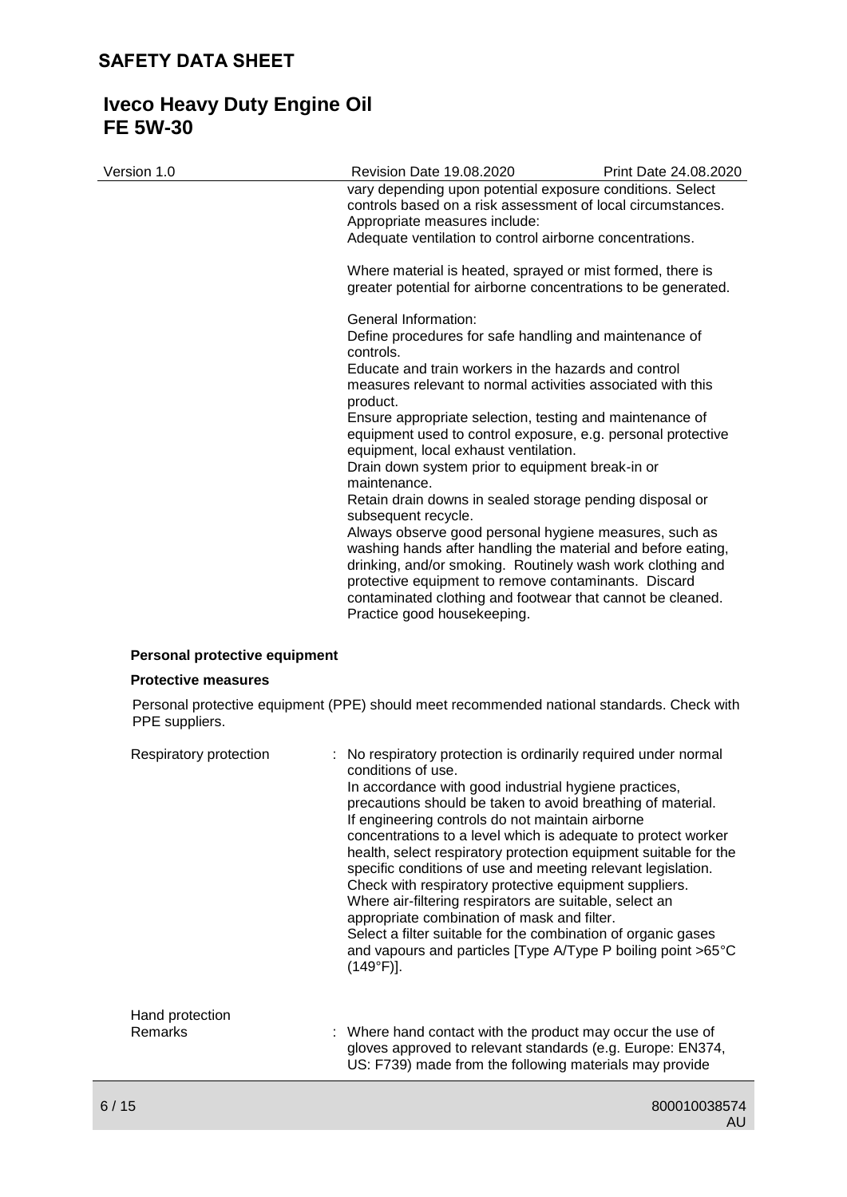vary depending upon potential exposure conditions. Select controls based on a risk assessment of local circumstances. Appropriate measures include:
Adequate ventilation to control airborne concentrations.

Where material is heated, sprayed or mist formed, there is greater potential for airborne concentrations to be generated.

General Information:
Define procedures for safe handling and maintenance of controls.
Educate and train workers in the hazards and control measures relevant to normal activities associated with this product.
Ensure appropriate selection, testing and maintenance of equipment used to control exposure, e.g. personal protective equipment, local exhaust ventilation.
Drain down system prior to equipment break-in or maintenance.
Retain drain downs in sealed storage pending disposal or subsequent recycle.
Always observe good personal hygiene measures, such as washing hands after handling the material and before eating, drinking, and/or smoking. Routinely wash work clothing and protective equipment to remove contaminants. Discard contaminated clothing and footwear that cannot be cleaned.
Practice good housekeeping.

**Personal protective equipment**

**Protective measures**

Personal protective equipment (PPE) should meet recommended national standards. Check with PPE suppliers.

Respiratory protection : No respiratory protection is ordinarily required under normal conditions of use.
In accordance with good industrial hygiene practices, precautions should be taken to avoid breathing of material.
If engineering controls do not maintain airborne concentrations to a level which is adequate to protect worker health, select respiratory protection equipment suitable for the specific conditions of use and meeting relevant legislation.
Check with respiratory protective equipment suppliers.
Where air-filtering respirators are suitable, select an appropriate combination of mask and filter.
Select a filter suitable for the combination of organic gases and vapours and particles [Type A/Type P boiling point >65°C (149°F)].

Hand protection
Remarks : Where hand contact with the product may occur the use of gloves approved to relevant standards (e.g. Europe: EN374, US: F739) made from the following materials may provide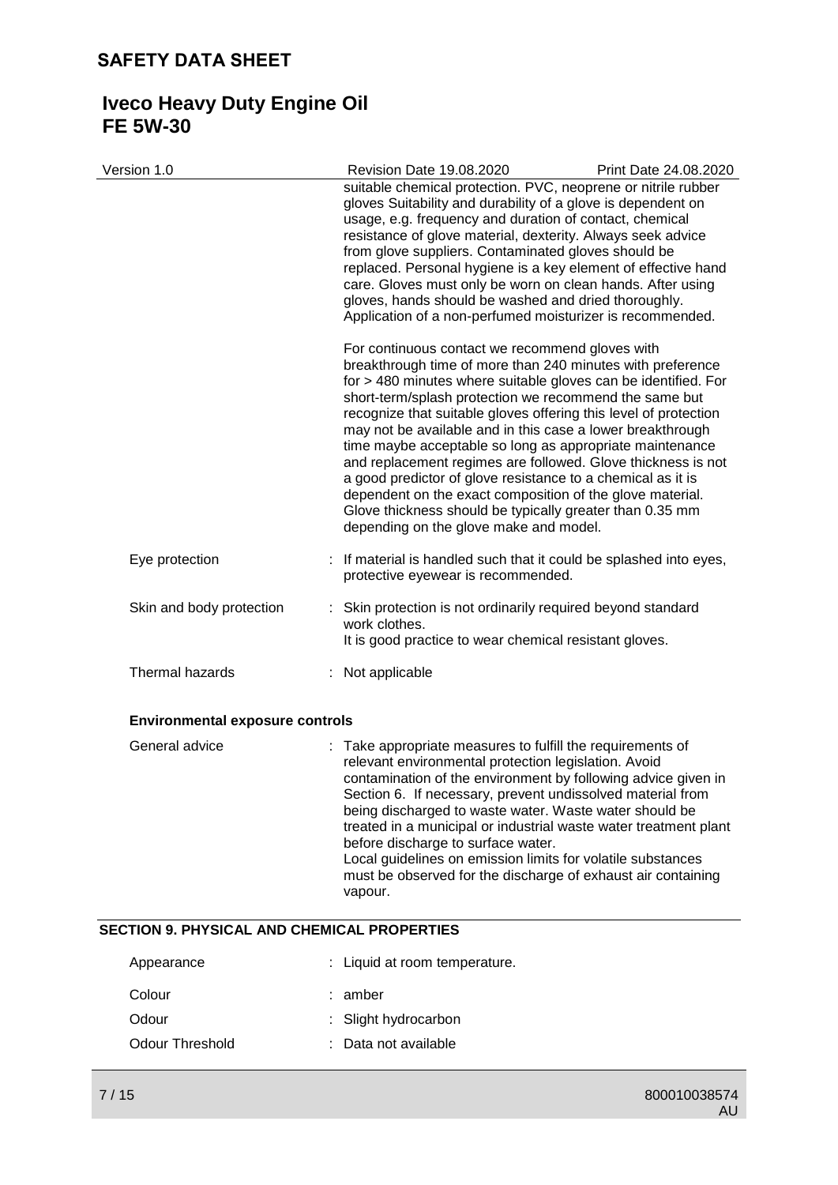suitable chemical protection. PVC, neoprene or nitrile rubber gloves Suitability and durability of a glove is dependent on usage, e.g. frequency and duration of contact, chemical resistance of glove material, dexterity. Always seek advice from glove suppliers. Contaminated gloves should be replaced. Personal hygiene is a key element of effective hand care. Gloves must only be worn on clean hands. After using gloves, hands should be washed and dried thoroughly. Application of a non-perfumed moisturizer is recommended.

For continuous contact we recommend gloves with breakthrough time of more than 240 minutes with preference for > 480 minutes where suitable gloves can be identified. For short-term/splash protection we recommend the same but recognize that suitable gloves offering this level of protection may not be available and in this case a lower breakthrough time maybe acceptable so long as appropriate maintenance and replacement regimes are followed. Glove thickness is not a good predictor of glove resistance to a chemical as it is dependent on the exact composition of the glove material. Glove thickness should be typically greater than 0.35 mm depending on the glove make and model.

| | |
|---|---|
| Eye protection | : If material is handled such that it could be splashed into eyes, protective eyewear is recommended. |
| Skin and body protection | : Skin protection is not ordinarily required beyond standard work clothes.<br>It is good practice to wear chemical resistant gloves. |
| Thermal hazards | : Not applicable |

**Environmental exposure controls**

| | |
|---|---|
| General advice | : Take appropriate measures to fulfill the requirements of relevant environmental protection legislation. Avoid contamination of the environment by following advice given in Section 6. If necessary, prevent undissolved material from being discharged to waste water. Waste water should be treated in a municipal or industrial waste water treatment plant before discharge to surface water.<br>Local guidelines on emission limits for volatile substances must be observed for the discharge of exhaust air containing vapour. |

## SECTION 9. PHYSICAL AND CHEMICAL PROPERTIES

| | |
|---|---|
| Appearance | : Liquid at room temperature. |
| Colour | : amber |
| Odour | : Slight hydrocarbon |
| Odour Threshold | : Data not available |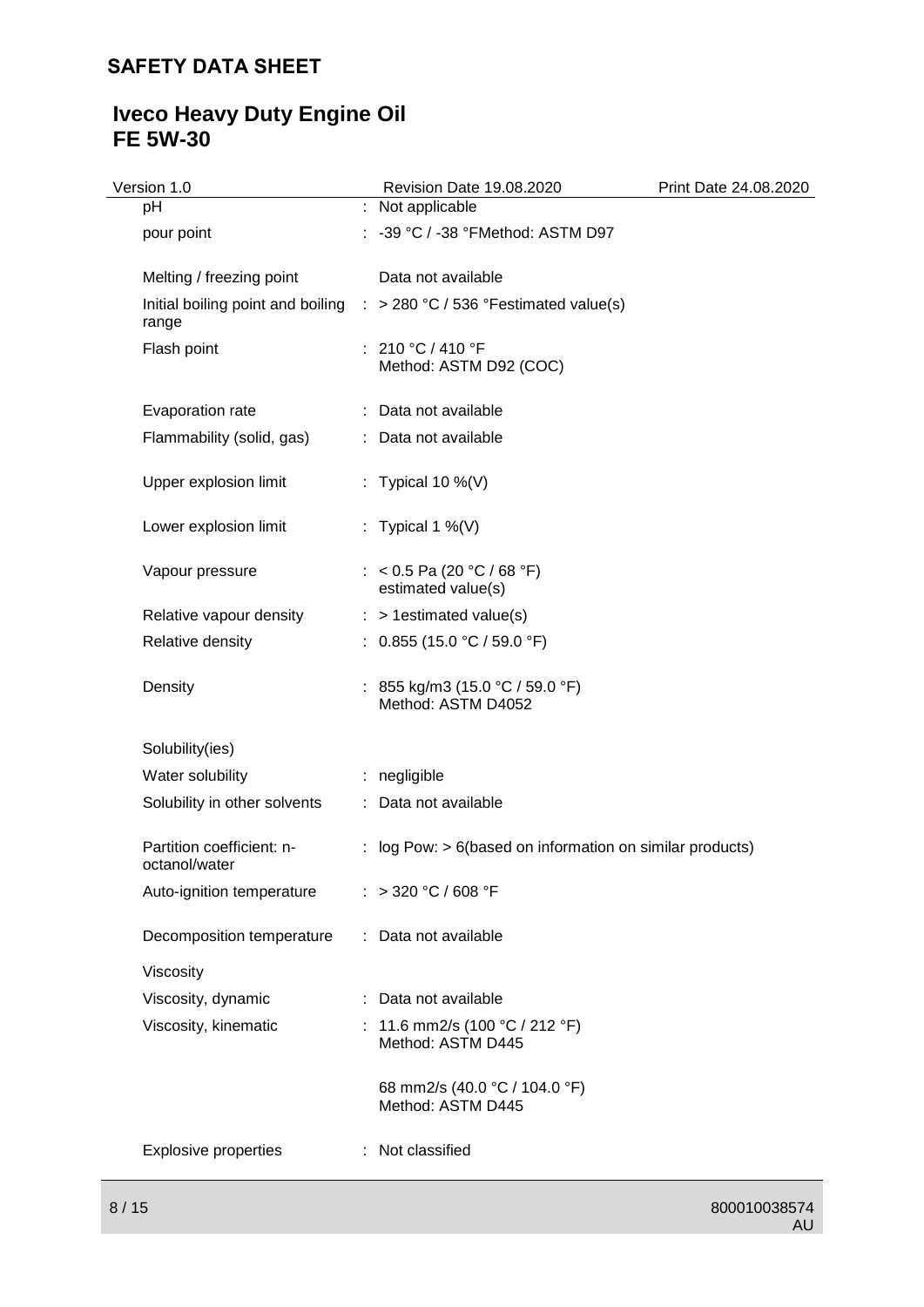| Property | | Value |
|---|---|---|
| pH | : | Not applicable |
| pour point | : | -39 °C / -38 °FMethod: ASTM D97 |
| Melting / freezing point | | Data not available |
| Initial boiling point and boiling range | : | > 280 °C / 536 °Festimated value(s) |
| Flash point | : | 210 °C / 410 °F<br>Method: ASTM D92 (COC) |
| Evaporation rate | : | Data not available |
| Flammability (solid, gas) | : | Data not available |
| Upper explosion limit | : | Typical 10 %(V) |
| Lower explosion limit | : | Typical 1 %(V) |
| Vapour pressure | : | < 0.5 Pa (20 °C / 68 °F)<br>estimated value(s) |
| Relative vapour density | : | > 1estimated value(s) |
| Relative density | : | 0.855 (15.0 °C / 59.0 °F) |
| Density | : | 855 kg/m3 (15.0 °C / 59.0 °F)<br>Method: ASTM D4052 |
| Solubility(ies) | | |
| Water solubility | : | negligible |
| Solubility in other solvents | : | Data not available |
| Partition coefficient: n-octanol/water | : | log Pow: > 6(based on information on similar products) |
| Auto-ignition temperature | : | > 320 °C / 608 °F |
| Decomposition temperature | : | Data not available |
| Viscosity | | |
| Viscosity, dynamic | : | Data not available |
| Viscosity, kinematic | : | 11.6 mm2/s (100 °C / 212 °F)<br>Method: ASTM D445<br><br>68 mm2/s (40.0 °C / 104.0 °F)<br>Method: ASTM D445 |
| Explosive properties | : | Not classified |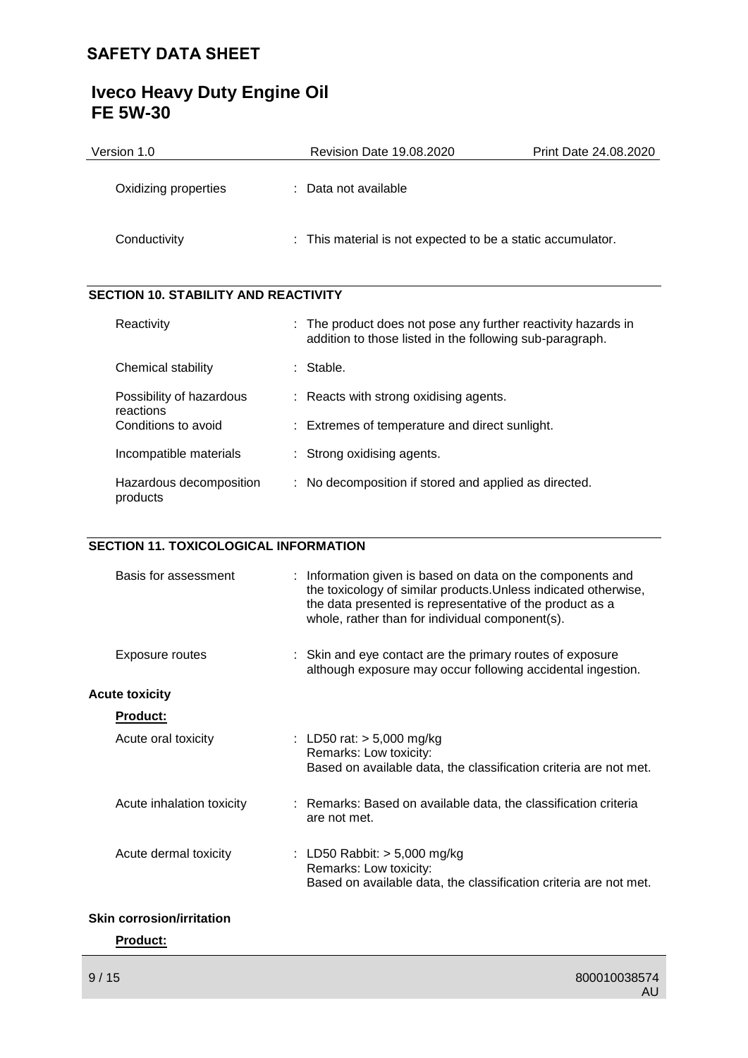| | |
|---|---|
| Oxidizing properties | : Data not available |
| Conductivity | : This material is not expected to be a static accumulator. |

## SECTION 10. STABILITY AND REACTIVITY

| | |
|---|---|
| Reactivity | : The product does not pose any further reactivity hazards in addition to those listed in the following sub-paragraph. |
| Chemical stability | : Stable. |
| Possibility of hazardous reactions | : Reacts with strong oxidising agents. |
| Conditions to avoid | : Extremes of temperature and direct sunlight. |
| Incompatible materials | : Strong oxidising agents. |
| Hazardous decomposition products | : No decomposition if stored and applied as directed. |

## SECTION 11. TOXICOLOGICAL INFORMATION

| | |
|---|---|
| Basis for assessment | : Information given is based on data on the components and the toxicology of similar products.Unless indicated otherwise, the data presented is representative of the product as a whole, rather than for individual component(s). |
| Exposure routes | : Skin and eye contact are the primary routes of exposure although exposure may occur following accidental ingestion. |

**Acute toxicity**

**Product:**

| | |
|---|---|
| Acute oral toxicity | : LD50 rat: > 5,000 mg/kg<br>Remarks: Low toxicity:<br>Based on available data, the classification criteria are not met. |
| Acute inhalation toxicity | : Remarks: Based on available data, the classification criteria are not met. |
| Acute dermal toxicity | : LD50 Rabbit: > 5,000 mg/kg<br>Remarks: Low toxicity:<br>Based on available data, the classification criteria are not met. |

**Skin corrosion/irritation**

**Product:**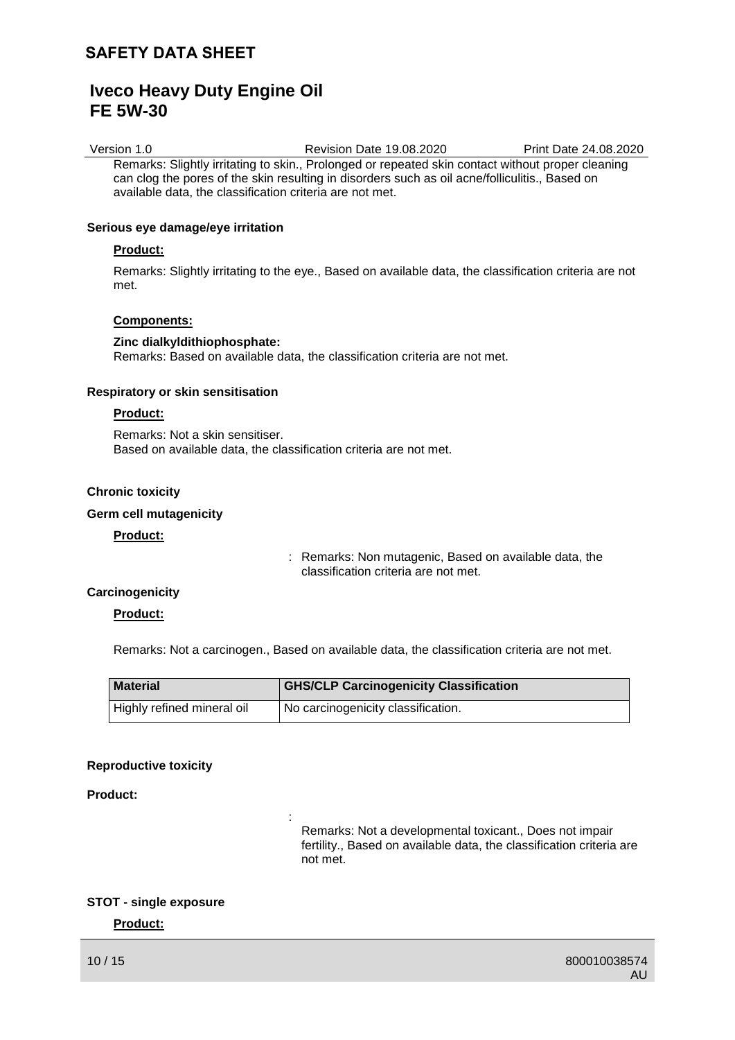Remarks: Slightly irritating to skin., Prolonged or repeated skin contact without proper cleaning can clog the pores of the skin resulting in disorders such as oil acne/folliculitis., Based on available data, the classification criteria are not met.

**Serious eye damage/eye irritation**

**Product:**

Remarks: Slightly irritating to the eye., Based on available data, the classification criteria are not met.

**Components:**

**Zinc dialkyldithiophosphate:**
Remarks: Based on available data, the classification criteria are not met.

**Respiratory or skin sensitisation**

**Product:**

Remarks: Not a skin sensitiser.
Based on available data, the classification criteria are not met.

**Chronic toxicity**

**Germ cell mutagenicity**

**Product:**

: Remarks: Non mutagenic, Based on available data, the classification criteria are not met.

**Carcinogenicity**

**Product:**

Remarks: Not a carcinogen., Based on available data, the classification criteria are not met.

| Material | GHS/CLP Carcinogenicity Classification |
|---|---|
| Highly refined mineral oil | No carcinogenicity classification. |

**Reproductive toxicity**

**Product:**

: Remarks: Not a developmental toxicant., Does not impair fertility., Based on available data, the classification criteria are not met.

**STOT - single exposure**

**Product:**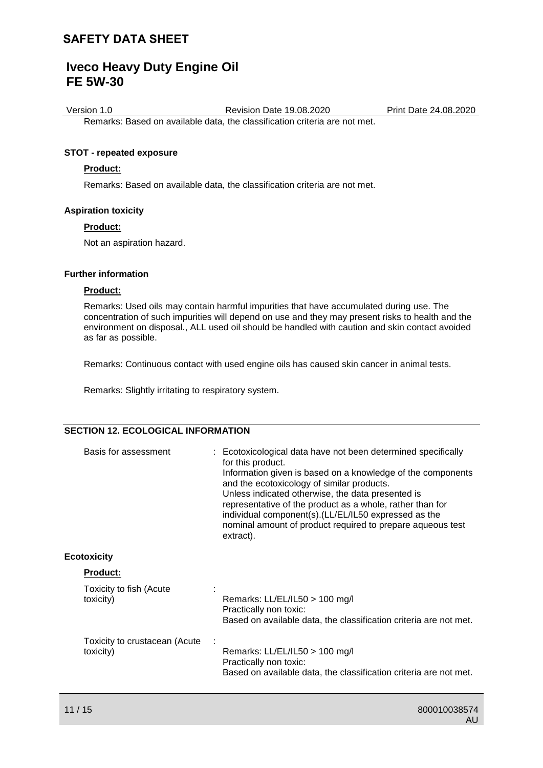Remarks: Based on available data, the classification criteria are not met.

**STOT - repeated exposure**

**Product:**

Remarks: Based on available data, the classification criteria are not met.

**Aspiration toxicity**

**Product:**

Not an aspiration hazard.

**Further information**

**Product:**

Remarks: Used oils may contain harmful impurities that have accumulated during use. The concentration of such impurities will depend on use and they may present risks to health and the environment on disposal., ALL used oil should be handled with caution and skin contact avoided as far as possible.

Remarks: Continuous contact with used engine oils has caused skin cancer in animal tests.

Remarks: Slightly irritating to respiratory system.

## SECTION 12. ECOLOGICAL INFORMATION

Basis for assessment : Ecotoxicological data have not been determined specifically for this product.
Information given is based on a knowledge of the components and the ecotoxicology of similar products.
Unless indicated otherwise, the data presented is representative of the product as a whole, rather than for individual component(s).(LL/EL/IL50 expressed as the nominal amount of product required to prepare aqueous test extract).

**Ecotoxicity**

**Product:**

Toxicity to fish (Acute toxicity) :
Remarks: LL/EL/IL50 > 100 mg/l
Practically non toxic:
Based on available data, the classification criteria are not met.

Toxicity to crustacean (Acute toxicity) :
Remarks: LL/EL/IL50 > 100 mg/l
Practically non toxic:
Based on available data, the classification criteria are not met.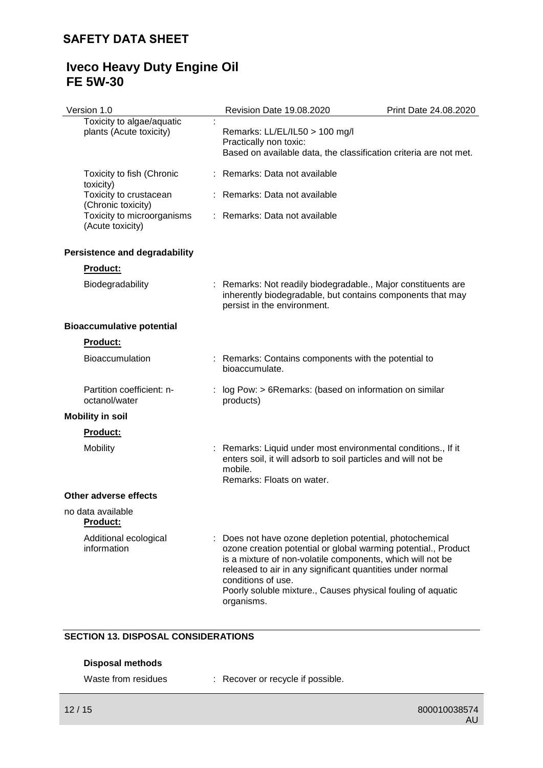| | | |
|---|---|---|
| Toxicity to algae/aquatic plants (Acute toxicity) | : | Remarks: LL/EL/IL50 > 100 mg/l<br>Practically non toxic:<br>Based on available data, the classification criteria are not met. |
| Toxicity to fish (Chronic toxicity) | : | Remarks: Data not available |
| Toxicity to crustacean (Chronic toxicity) | : | Remarks: Data not available |
| Toxicity to microorganisms (Acute toxicity) | : | Remarks: Data not available |

**Persistence and degradability**

**Product:**

| | | |
|---|---|---|
| Biodegradability | : | Remarks: Not readily biodegradable., Major constituents are inherently biodegradable, but contains components that may persist in the environment. |

**Bioaccumulative potential**

**Product:**

| | | |
|---|---|---|
| Bioaccumulation | : | Remarks: Contains components with the potential to bioaccumulate. |
| Partition coefficient: n-octanol/water | : | log Pow: > 6Remarks: (based on information on similar products) |

**Mobility in soil**

**Product:**

| | | |
|---|---|---|
| Mobility | : | Remarks: Liquid under most environmental conditions., If it enters soil, it will adsorb to soil particles and will not be mobile.<br>Remarks: Floats on water. |

**Other adverse effects**

no data available

**Product:**

| | | |
|---|---|---|
| Additional ecological information | : | Does not have ozone depletion potential, photochemical ozone creation potential or global warming potential., Product is a mixture of non-volatile components, which will not be released to air in any significant quantities under normal conditions of use.<br>Poorly soluble mixture., Causes physical fouling of aquatic organisms. |

## SECTION 13. DISPOSAL CONSIDERATIONS

**Disposal methods**

| | | |
|---|---|---|
| Waste from residues | : | Recover or recycle if possible. |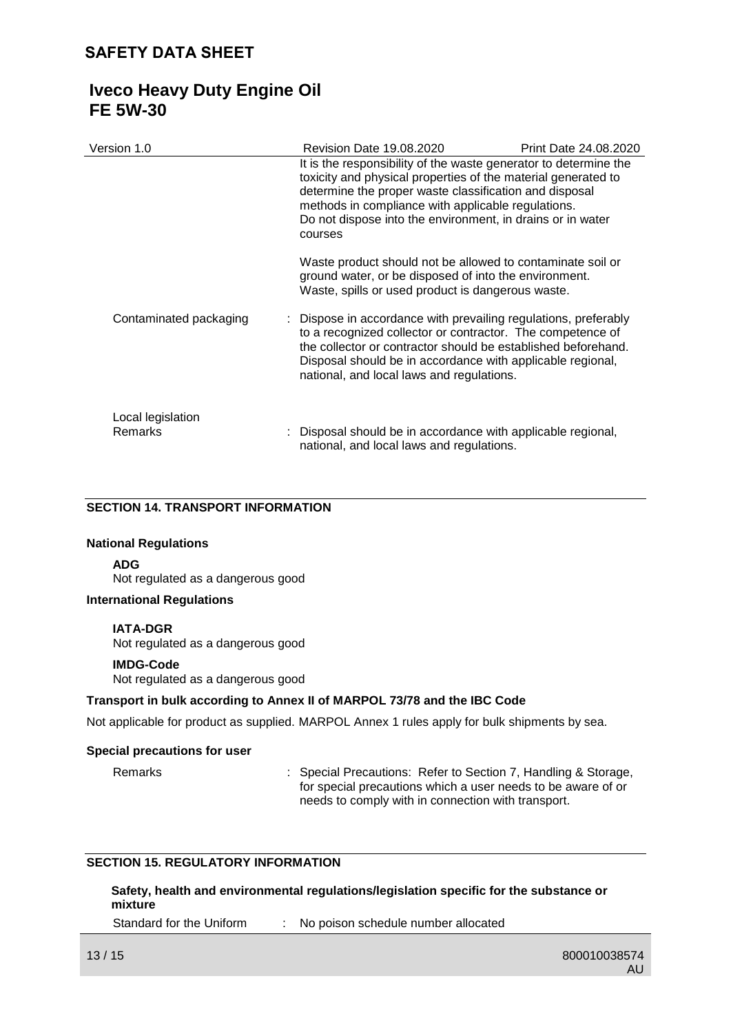It is the responsibility of the waste generator to determine the toxicity and physical properties of the material generated to determine the proper waste classification and disposal methods in compliance with applicable regulations.
Do not dispose into the environment, in drains or in water courses

Waste product should not be allowed to contaminate soil or ground water, or be disposed of into the environment.
Waste, spills or used product is dangerous waste.

Contaminated packaging : Dispose in accordance with prevailing regulations, preferably to a recognized collector or contractor. The competence of the collector or contractor should be established beforehand. Disposal should be in accordance with applicable regional, national, and local laws and regulations.

Local legislation
Remarks : Disposal should be in accordance with applicable regional, national, and local laws and regulations.

## SECTION 14. TRANSPORT INFORMATION

**National Regulations**

**ADG**
Not regulated as a dangerous good

**International Regulations**

**IATA-DGR**
Not regulated as a dangerous good

**IMDG-Code**
Not regulated as a dangerous good

**Transport in bulk according to Annex II of MARPOL 73/78 and the IBC Code**

Not applicable for product as supplied. MARPOL Annex 1 rules apply for bulk shipments by sea.

**Special precautions for user**

Remarks : Special Precautions: Refer to Section 7, Handling & Storage, for special precautions which a user needs to be aware of or needs to comply with in connection with transport.

## SECTION 15. REGULATORY INFORMATION

**Safety, health and environmental regulations/legislation specific for the substance or mixture**

Standard for the Uniform : No poison schedule number allocated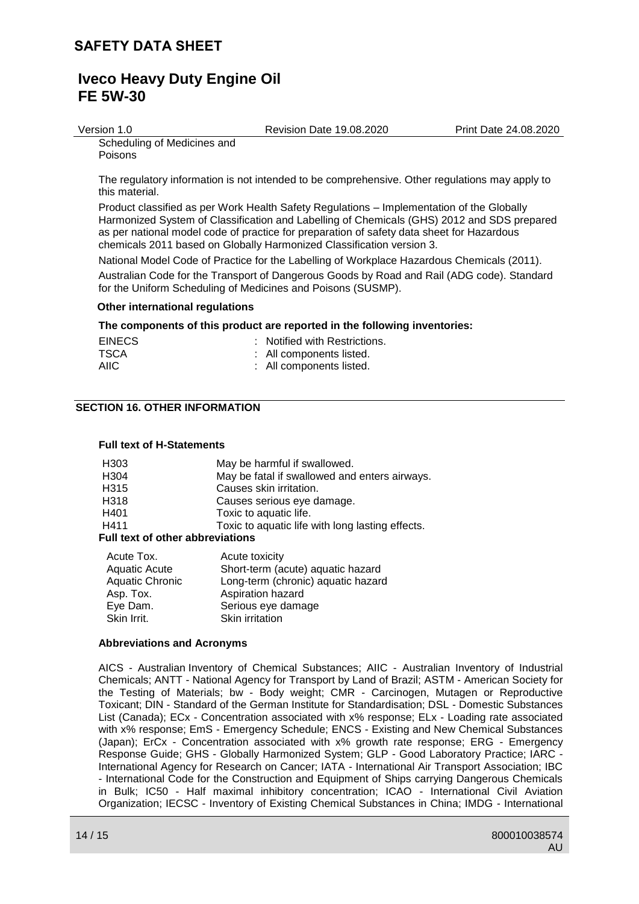Scheduling of Medicines and Poisons

The regulatory information is not intended to be comprehensive. Other regulations may apply to this material.

Product classified as per Work Health Safety Regulations – Implementation of the Globally Harmonized System of Classification and Labelling of Chemicals (GHS) 2012 and SDS prepared as per national model code of practice for preparation of safety data sheet for Hazardous chemicals 2011 based on Globally Harmonized Classification version 3.

National Model Code of Practice for the Labelling of Workplace Hazardous Chemicals (2011).

Australian Code for the Transport of Dangerous Goods by Road and Rail (ADG code). Standard for the Uniform Scheduling of Medicines and Poisons (SUSMP).

**Other international regulations**

**The components of this product are reported in the following inventories:**

| | |
|---|---|
| EINECS | : Notified with Restrictions. |
| TSCA | : All components listed. |
| AIIC | : All components listed. |

## SECTION 16. OTHER INFORMATION

**Full text of H-Statements**

| | |
|---|---|
| H303 | May be harmful if swallowed. |
| H304 | May be fatal if swallowed and enters airways. |
| H315 | Causes skin irritation. |
| H318 | Causes serious eye damage. |
| H401 | Toxic to aquatic life. |
| H411 | Toxic to aquatic life with long lasting effects. |

**Full text of other abbreviations**

| | |
|---|---|
| Acute Tox. | Acute toxicity |
| Aquatic Acute | Short-term (acute) aquatic hazard |
| Aquatic Chronic | Long-term (chronic) aquatic hazard |
| Asp. Tox. | Aspiration hazard |
| Eye Dam. | Serious eye damage |
| Skin Irrit. | Skin irritation |

**Abbreviations and Acronyms**

AICS - Australian Inventory of Chemical Substances; AIIC - Australian Inventory of Industrial Chemicals; ANTT - National Agency for Transport by Land of Brazil; ASTM - American Society for the Testing of Materials; bw - Body weight; CMR - Carcinogen, Mutagen or Reproductive Toxicant; DIN - Standard of the German Institute for Standardisation; DSL - Domestic Substances List (Canada); ECx - Concentration associated with x% response; ELx - Loading rate associated with x% response; EmS - Emergency Schedule; ENCS - Existing and New Chemical Substances (Japan); ErCx - Concentration associated with x% growth rate response; ERG - Emergency Response Guide; GHS - Globally Harmonized System; GLP - Good Laboratory Practice; IARC - International Agency for Research on Cancer; IATA - International Air Transport Association; IBC - International Code for the Construction and Equipment of Ships carrying Dangerous Chemicals in Bulk; IC50 - Half maximal inhibitory concentration; ICAO - International Civil Aviation Organization; IECSC - Inventory of Existing Chemical Substances in China; IMDG - International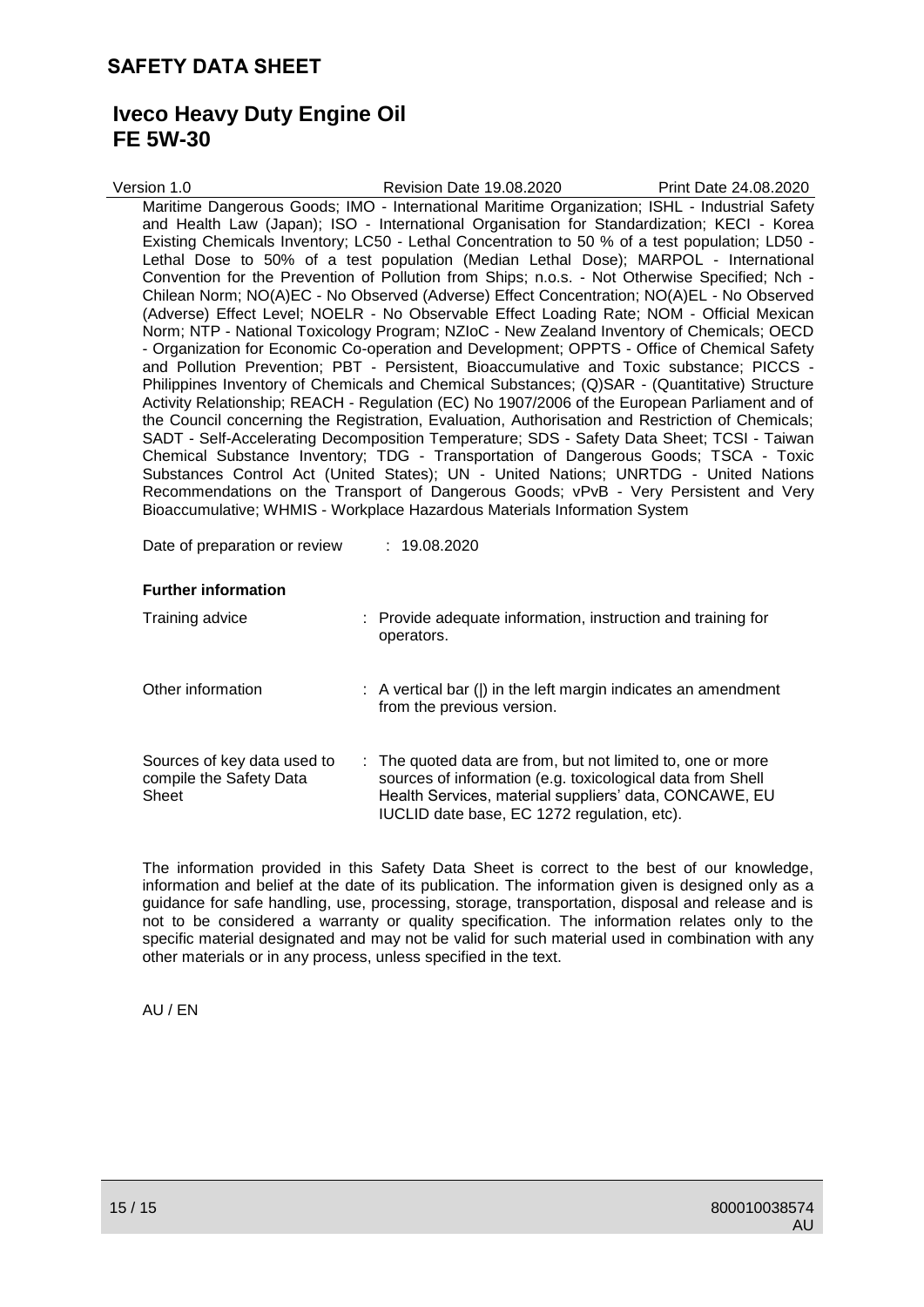Maritime Dangerous Goods; IMO - International Maritime Organization; ISHL - Industrial Safety and Health Law (Japan); ISO - International Organisation for Standardization; KECI - Korea Existing Chemicals Inventory; LC50 - Lethal Concentration to 50 % of a test population; LD50 - Lethal Dose to 50% of a test population (Median Lethal Dose); MARPOL - International Convention for the Prevention of Pollution from Ships; n.o.s. - Not Otherwise Specified; Nch - Chilean Norm; NO(A)EC - No Observed (Adverse) Effect Concentration; NO(A)EL - No Observed (Adverse) Effect Level; NOELR - No Observable Effect Loading Rate; NOM - Official Mexican Norm; NTP - National Toxicology Program; NZIoC - New Zealand Inventory of Chemicals; OECD - Organization for Economic Co-operation and Development; OPPTS - Office of Chemical Safety and Pollution Prevention; PBT - Persistent, Bioaccumulative and Toxic substance; PICCS - Philippines Inventory of Chemicals and Chemical Substances; (Q)SAR - (Quantitative) Structure Activity Relationship; REACH - Regulation (EC) No 1907/2006 of the European Parliament and of the Council concerning the Registration, Evaluation, Authorisation and Restriction of Chemicals; SADT - Self-Accelerating Decomposition Temperature; SDS - Safety Data Sheet; TCSI - Taiwan Chemical Substance Inventory; TDG - Transportation of Dangerous Goods; TSCA - Toxic Substances Control Act (United States); UN - United Nations; UNRTDG - United Nations Recommendations on the Transport of Dangerous Goods; vPvB - Very Persistent and Very Bioaccumulative; WHMIS - Workplace Hazardous Materials Information System

Date of preparation or review : 19.08.2020

**Further information**

| | |
|---|---|
| Training advice | : Provide adequate information, instruction and training for operators. |
| Other information | : A vertical bar (\|) in the left margin indicates an amendment from the previous version. |
| Sources of key data used to compile the Safety Data Sheet | : The quoted data are from, but not limited to, one or more sources of information (e.g. toxicological data from Shell Health Services, material suppliers' data, CONCAWE, EU IUCLID date base, EC 1272 regulation, etc). |

The information provided in this Safety Data Sheet is correct to the best of our knowledge, information and belief at the date of its publication. The information given is designed only as a guidance for safe handling, use, processing, storage, transportation, disposal and release and is not to be considered a warranty or quality specification. The information relates only to the specific material designated and may not be valid for such material used in combination with any other materials or in any process, unless specified in the text.

AU / EN